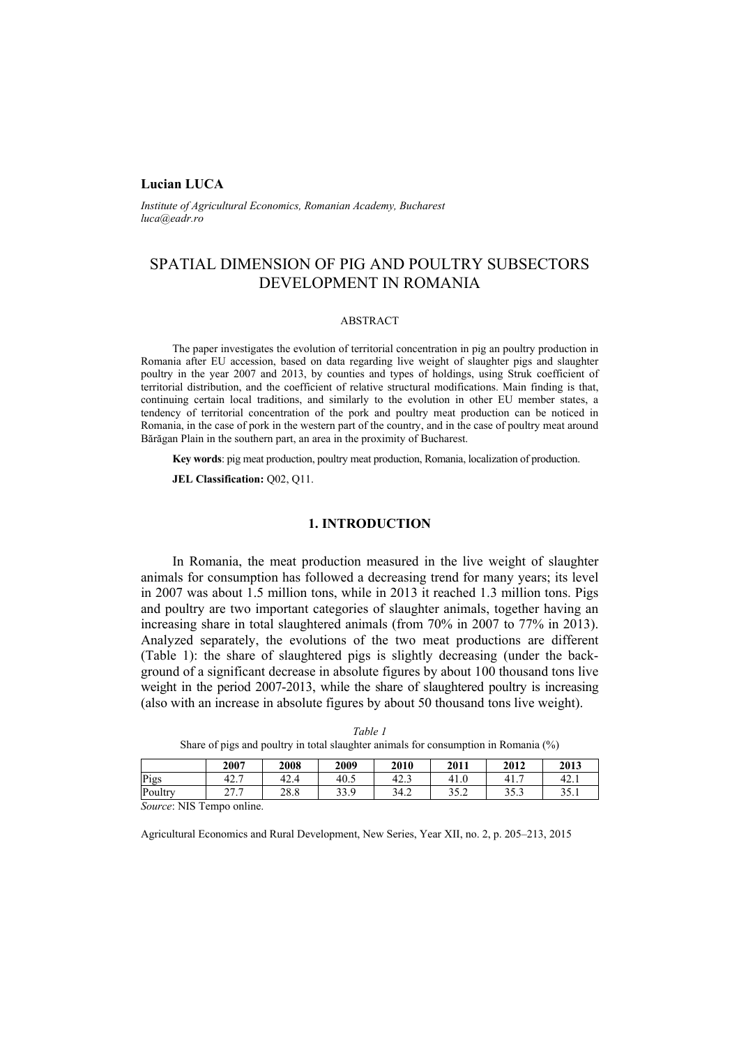**Lucian LUCA**

*Institute of Agricultural Economics, Romanian Academy, Bucharest*
*luca@eadr.ro*

# SPATIAL DIMENSION OF PIG AND POULTRY SUBSECTORS DEVELOPMENT IN ROMANIA

ABSTRACT

The paper investigates the evolution of territorial concentration in pig an poultry production in Romania after EU accession, based on data regarding live weight of slaughter pigs and slaughter poultry in the year 2007 and 2013, by counties and types of holdings, using Struk coefficient of territorial distribution, and the coefficient of relative structural modifications. Main finding is that, continuing certain local traditions, and similarly to the evolution in other EU member states, a tendency of territorial concentration of the pork and poultry meat production can be noticed in Romania, in the case of pork in the western part of the country, and in the case of poultry meat around Bărăgan Plain in the southern part, an area in the proximity of Bucharest.

**Key words**: pig meat production, poultry meat production, Romania, localization of production.

**JEL Classification:** Q02, Q11.

## 1. INTRODUCTION

In Romania, the meat production measured in the live weight of slaughter animals for consumption has followed a decreasing trend for many years; its level in 2007 was about 1.5 million tons, while in 2013 it reached 1.3 million tons. Pigs and poultry are two important categories of slaughter animals, together having an increasing share in total slaughtered animals (from 70% in 2007 to 77% in 2013). Analyzed separately, the evolutions of the two meat productions are different (Table 1): the share of slaughtered pigs is slightly decreasing (under the background of a significant decrease in absolute figures by about 100 thousand tons live weight in the period 2007-2013, while the share of slaughtered poultry is increasing (also with an increase in absolute figures by about 50 thousand tons live weight).

*Table 1*

Share of pigs and poultry in total slaughter animals for consumption in Romania (%)

| | 2007 | 2008 | 2009 | 2010 | 2011 | 2012 | 2013 |
|---|---|---|---|---|---|---|---|
| Pigs | 42.7 | 42.4 | 40.5 | 42.3 | 41.0 | 41.7 | 42.1 |
| Poultry | 27.7 | 28.8 | 33.9 | 34.2 | 35.2 | 35.3 | 35.1 |

*Source*: NIS Tempo online.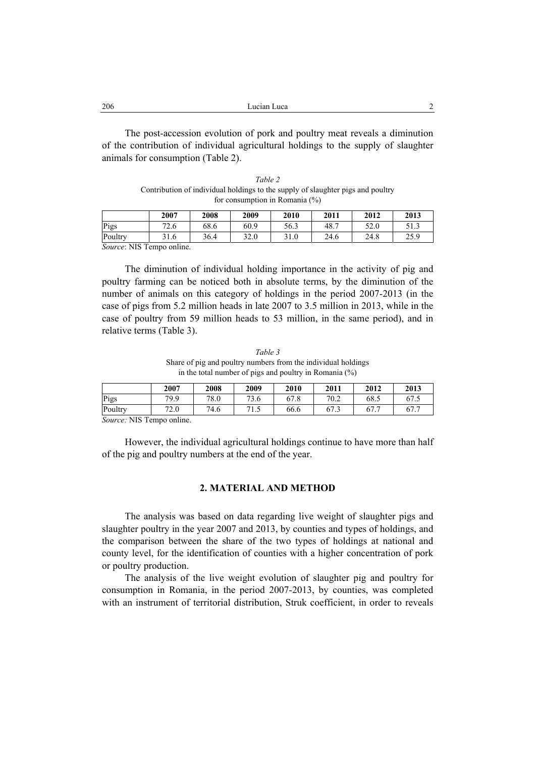The post-accession evolution of pork and poultry meat reveals a diminution of the contribution of individual agricultural holdings to the supply of slaughter animals for consumption (Table 2).

*Table 2*

Contribution of individual holdings to the supply of slaughter pigs and poultry for consumption in Romania (%)

| | 2007 | 2008 | 2009 | 2010 | 2011 | 2012 | 2013 |
|---|---|---|---|---|---|---|---|
| Pigs | 72.6 | 68.6 | 60.9 | 56.3 | 48.7 | 52.0 | 51.3 |
| Poultry | 31.6 | 36.4 | 32.0 | 31.0 | 24.6 | 24.8 | 25.9 |

*Source*: NIS Tempo online.

The diminution of individual holding importance in the activity of pig and poultry farming can be noticed both in absolute terms, by the diminution of the number of animals on this category of holdings in the period 2007-2013 (in the case of pigs from 5.2 million heads in late 2007 to 3.5 million in 2013, while in the case of poultry from 59 million heads to 53 million, in the same period), and in relative terms (Table 3).

*Table 3*

Share of pig and poultry numbers from the individual holdings in the total number of pigs and poultry in Romania (%)

| | 2007 | 2008 | 2009 | 2010 | 2011 | 2012 | 2013 |
|---|---|---|---|---|---|---|---|
| Pigs | 79.9 | 78.0 | 73.6 | 67.8 | 70.2 | 68.5 | 67.5 |
| Poultry | 72.0 | 74.6 | 71.5 | 66.6 | 67.3 | 67.7 | 67.7 |

*Source:* NIS Tempo online.

However, the individual agricultural holdings continue to have more than half of the pig and poultry numbers at the end of the year.

## 2. MATERIAL AND METHOD

The analysis was based on data regarding live weight of slaughter pigs and slaughter poultry in the year 2007 and 2013, by counties and types of holdings, and the comparison between the share of the two types of holdings at national and county level, for the identification of counties with a higher concentration of pork or poultry production.

The analysis of the live weight evolution of slaughter pig and poultry for consumption in Romania, in the period 2007-2013, by counties, was completed with an instrument of territorial distribution, Struk coefficient, in order to reveals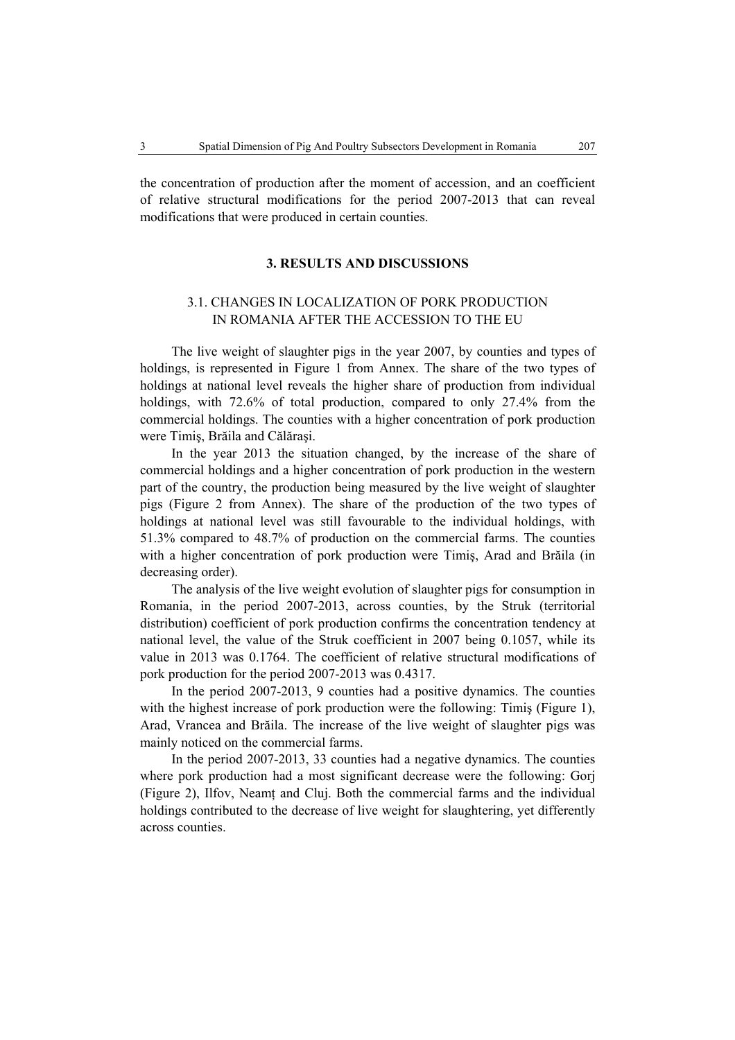the concentration of production after the moment of accession, and an coefficient of relative structural modifications for the period 2007-2013 that can reveal modifications that were produced in certain counties.

## 3. RESULTS AND DISCUSSIONS

### 3.1. CHANGES IN LOCALIZATION OF PORK PRODUCTION IN ROMANIA AFTER THE ACCESSION TO THE EU

The live weight of slaughter pigs in the year 2007, by counties and types of holdings, is represented in Figure 1 from Annex. The share of the two types of holdings at national level reveals the higher share of production from individual holdings, with 72.6% of total production, compared to only 27.4% from the commercial holdings. The counties with a higher concentration of pork production were Timiş, Brăila and Călăraşi.

In the year 2013 the situation changed, by the increase of the share of commercial holdings and a higher concentration of pork production in the western part of the country, the production being measured by the live weight of slaughter pigs (Figure 2 from Annex). The share of the production of the two types of holdings at national level was still favourable to the individual holdings, with 51.3% compared to 48.7% of production on the commercial farms. The counties with a higher concentration of pork production were Timiş, Arad and Brăila (in decreasing order).

The analysis of the live weight evolution of slaughter pigs for consumption in Romania, in the period 2007-2013, across counties, by the Struk (territorial distribution) coefficient of pork production confirms the concentration tendency at national level, the value of the Struk coefficient in 2007 being 0.1057, while its value in 2013 was 0.1764. The coefficient of relative structural modifications of pork production for the period 2007-2013 was 0.4317.

In the period 2007-2013, 9 counties had a positive dynamics. The counties with the highest increase of pork production were the following: Timiş (Figure 1), Arad, Vrancea and Brăila. The increase of the live weight of slaughter pigs was mainly noticed on the commercial farms.

In the period 2007-2013, 33 counties had a negative dynamics. The counties where pork production had a most significant decrease were the following: Gorj (Figure 2), Ilfov, Neamț and Cluj. Both the commercial farms and the individual holdings contributed to the decrease of live weight for slaughtering, yet differently across counties.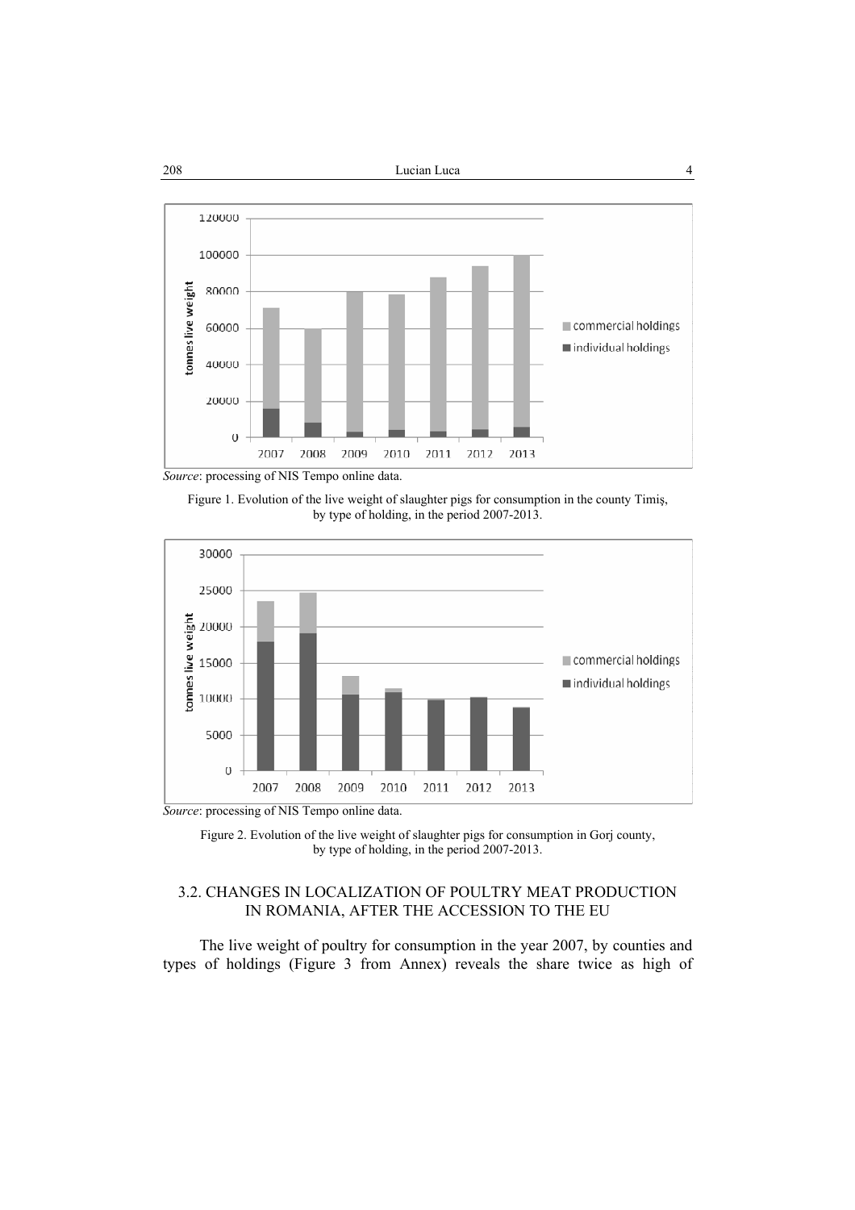*Source*: processing of NIS Tempo online data.

Figure 1. Evolution of the live weight of slaughter pigs for consumption in the county Timiş, by type of holding, in the period 2007-2013.

*Source*: processing of NIS Tempo online data.

Figure 2. Evolution of the live weight of slaughter pigs for consumption in Gorj county, by type of holding, in the period 2007-2013.

## 3.2. CHANGES IN LOCALIZATION OF POULTRY MEAT PRODUCTION IN ROMANIA, AFTER THE ACCESSION TO THE EU

The live weight of poultry for consumption in the year 2007, by counties and types of holdings (Figure 3 from Annex) reveals the share twice as high of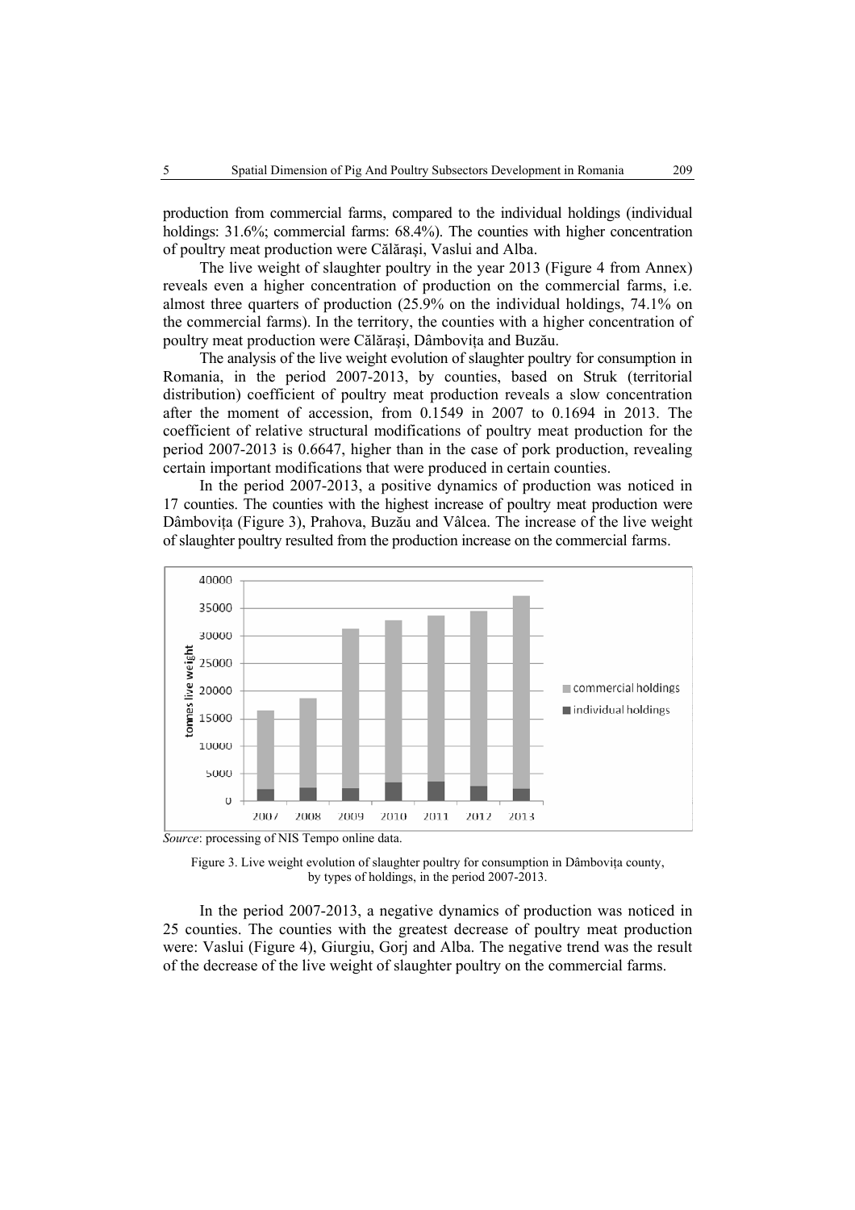production from commercial farms, compared to the individual holdings (individual holdings: 31.6%; commercial farms: 68.4%). The counties with higher concentration of poultry meat production were Călăraşi, Vaslui and Alba.

The live weight of slaughter poultry in the year 2013 (Figure 4 from Annex) reveals even a higher concentration of production on the commercial farms, i.e. almost three quarters of production (25.9% on the individual holdings, 74.1% on the commercial farms). In the territory, the counties with a higher concentration of poultry meat production were Călăraşi, Dâmbovița and Buzău.

The analysis of the live weight evolution of slaughter poultry for consumption in Romania, in the period 2007-2013, by counties, based on Struk (territorial distribution) coefficient of poultry meat production reveals a slow concentration after the moment of accession, from 0.1549 in 2007 to 0.1694 in 2013. The coefficient of relative structural modifications of poultry meat production for the period 2007-2013 is 0.6647, higher than in the case of pork production, revealing certain important modifications that were produced in certain counties.

In the period 2007-2013, a positive dynamics of production was noticed in 17 counties. The counties with the highest increase of poultry meat production were Dâmbovița (Figure 3), Prahova, Buzău and Vâlcea. The increase of the live weight of slaughter poultry resulted from the production increase on the commercial farms.

*Source*: processing of NIS Tempo online data.

Figure 3. Live weight evolution of slaughter poultry for consumption in Dâmbovița county, by types of holdings, in the period 2007-2013.

In the period 2007-2013, a negative dynamics of production was noticed in 25 counties. The counties with the greatest decrease of poultry meat production were: Vaslui (Figure 4), Giurgiu, Gorj and Alba. The negative trend was the result of the decrease of the live weight of slaughter poultry on the commercial farms.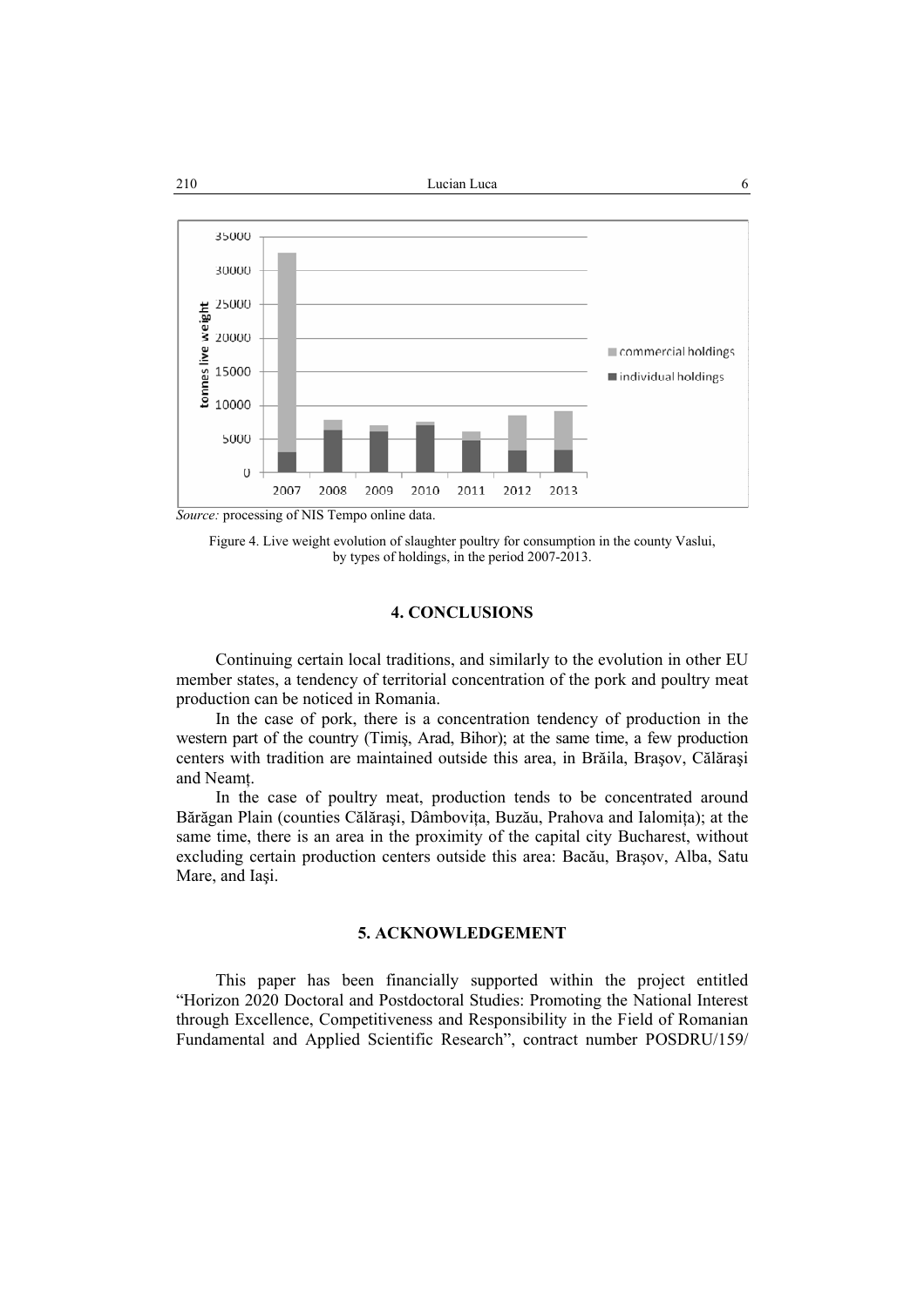*Source:* processing of NIS Tempo online data.

Figure 4. Live weight evolution of slaughter poultry for consumption in the county Vaslui, by types of holdings, in the period 2007-2013.

## 4. CONCLUSIONS

Continuing certain local traditions, and similarly to the evolution in other EU member states, a tendency of territorial concentration of the pork and poultry meat production can be noticed in Romania.

In the case of pork, there is a concentration tendency of production in the western part of the country (Timiş, Arad, Bihor); at the same time, a few production centers with tradition are maintained outside this area, in Brăila, Braşov, Călăraşi and Neamț.

In the case of poultry meat, production tends to be concentrated around Bărăgan Plain (counties Călăraşi, Dâmbovița, Buzău, Prahova and Ialomița); at the same time, there is an area in the proximity of the capital city Bucharest, without excluding certain production centers outside this area: Bacău, Braşov, Alba, Satu Mare, and Iaşi.

## 5. ACKNOWLEDGEMENT

This paper has been financially supported within the project entitled "Horizon 2020 Doctoral and Postdoctoral Studies: Promoting the National Interest through Excellence, Competitiveness and Responsibility in the Field of Romanian Fundamental and Applied Scientific Research", contract number POSDRU/159/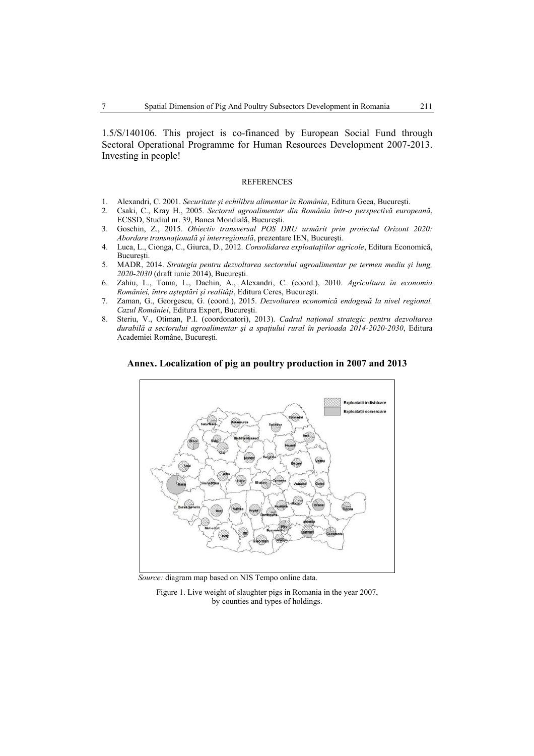1.5/S/140106. This project is co-financed by European Social Fund through Sectoral Operational Programme for Human Resources Development 2007-2013. Investing in people!

REFERENCES

1. Alexandri, C. 2001. *Securitate şi echilibru alimentar în România*, Editura Geea, Bucureşti.
2. Csaki, C., Kray H., 2005. *Sectorul agroalimentar din România într-o perspectivă europeană*, ECSSD, Studiul nr. 39, Banca Mondială, Bucureşti.
3. Goschin, Z., 2015. *Obiectiv transversal POS DRU urmărit prin proiectul Orizont 2020: Abordare transnaţională şi interregională*, prezentare IEN, Bucureşti.
4. Luca, L., Cionga, C., Giurca, D., 2012. *Consolidarea exploataţiilor agricole*, Editura Economică, Bucureşti.
5. MADR, 2014. *Strategia pentru dezvoltarea sectorului agroalimentar pe termen mediu şi lung, 2020-2030* (draft iunie 2014), Bucureşti.
6. Zahiu, L., Toma, L., Dachin, A., Alexandri, C. (coord.), 2010. *Agricultura în economia României, între aşteptări şi realităţi*, Editura Ceres, Bucureşti.
7. Zaman, G., Georgescu, G. (coord.), 2015. *Dezvoltarea economică endogenă la nivel regional. Cazul României*, Editura Expert, Bucureşti.
8. Steriu, V., Otiman, P.I. (coordonatori), 2013). *Cadrul naţional strategic pentru dezvoltarea durabilă a sectorului agroalimentar şi a spaţiului rural în perioada 2014-2020-2030*, Editura Academiei Române, Bucureşti.

## Annex. Localization of pig an poultry production in 2007 and 2013

*Source:* diagram map based on NIS Tempo online data.

Figure 1. Live weight of slaughter pigs in Romania in the year 2007, by counties and types of holdings.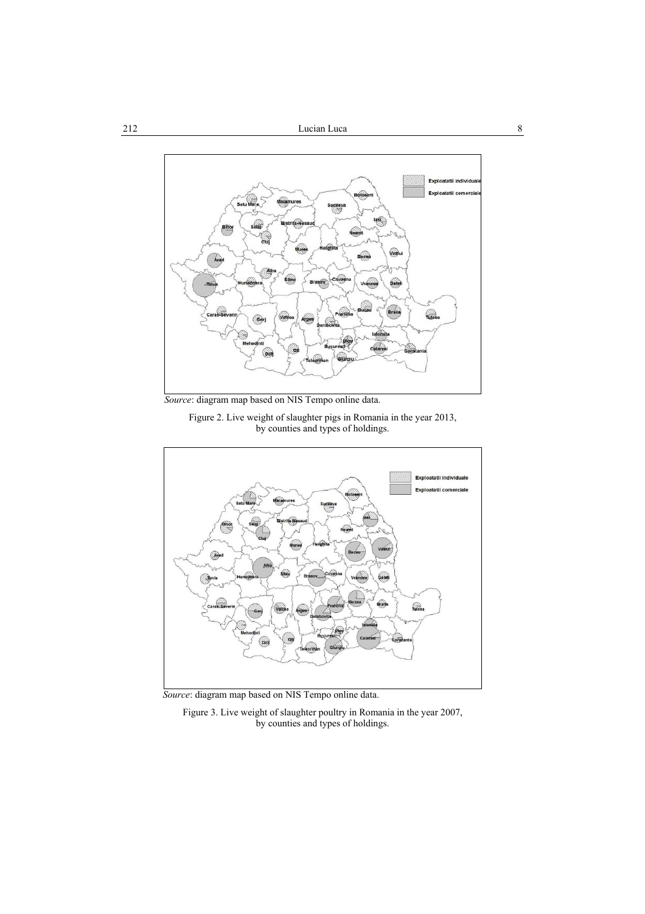*Source*: diagram map based on NIS Tempo online data.

Figure 2. Live weight of slaughter pigs in Romania in the year 2013, by counties and types of holdings.

*Source*: diagram map based on NIS Tempo online data.

Figure 3. Live weight of slaughter poultry in Romania in the year 2007, by counties and types of holdings.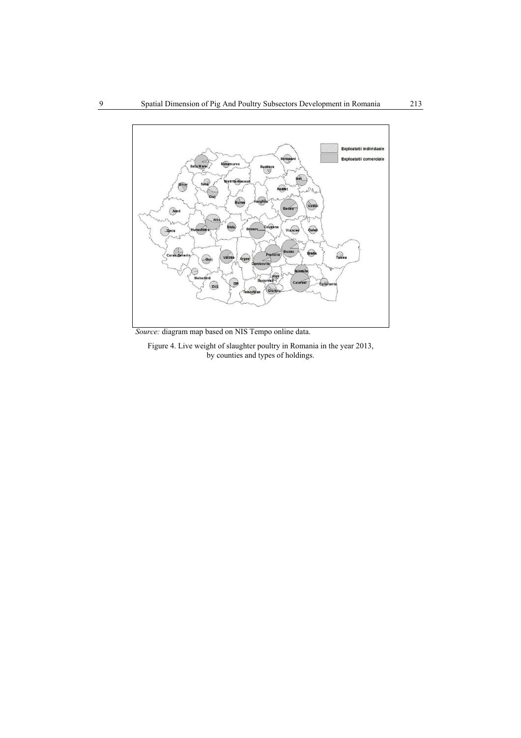Exploatatii individuale

Exploatatii comerciale

Satu Mare
Maramures
Botosani
Suceava
Iasi
Bistrita-Nasaud
Salaj
Bihor
Neamt
Cluj
Mures
Harghita
Bacau
Vaslui
Arad
Alba
Sibiu
Brasov
Covasna
Hunedoara
Timis
Vrancea
Galati
Caras-Severin
Gorj
Valcea
Arges
Prahova
Buzau
Braila
Tulcea
Dambovita
Ialomita
Mehedinti
Ilfov
Bucuresti
Calarasi
Constanta
Dolj
Olt
Teleorman
Giurgiu

*Source:* diagram map based on NIS Tempo online data.

Figure 4. Live weight of slaughter poultry in Romania in the year 2013, by counties and types of holdings.